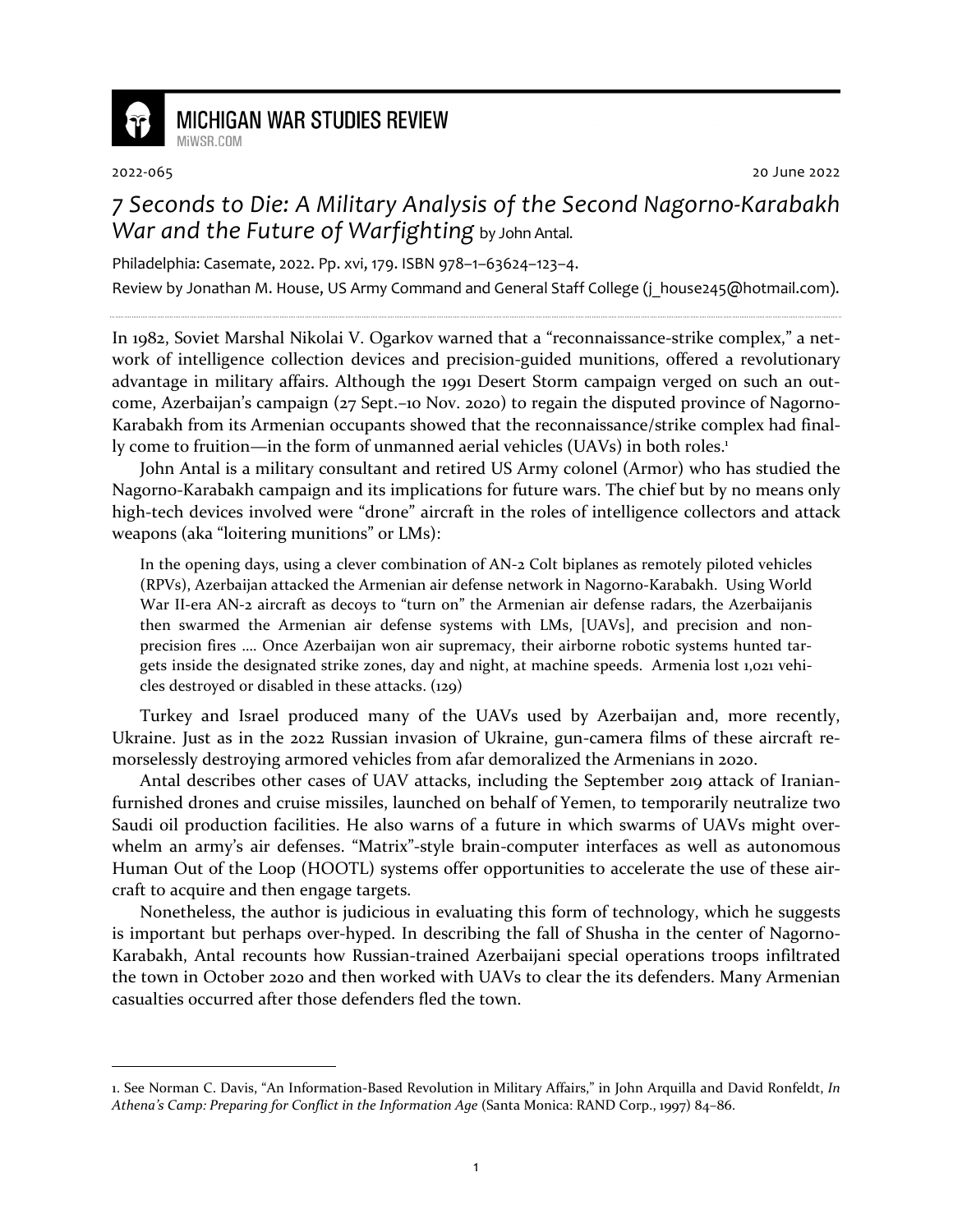2022-065 20 June 2022

# *7 Seconds to Die: A Military Analysis of the Second Nagorno-Karabakh War and the Future of Warfighting* by John Antal.

Philadelphia: Casemate, 2022. Pp. xvi, 179. ISBN 978–1–63624–123–4.

Review by Jonathan M. House, US Army Command and General Staff College (j_house245@hotmail.com).

In 1982, Soviet Marshal Nikolai V. Ogarkov warned that a "reconnaissance-strike complex," a network of intelligence collection devices and precision-guided munitions, offered a revolutionary advantage in military affairs. Although the 1991 Desert Storm campaign verged on such an outcome, Azerbaijan's campaign (27 Sept.–10 Nov. 2020) to regain the disputed province of Nagorno-Karabakh from its Armenian occupants showed that the reconnaissance/strike complex had finally come to fruition—in the form of unmanned aerial vehicles (UAVs) in both roles.[1]

John Antal is a military consultant and retired US Army colonel (Armor) who has studied the Nagorno-Karabakh campaign and its implications for future wars. The chief but by no means only high-tech devices involved were "drone" aircraft in the roles of intelligence collectors and attack weapons (aka "loitering munitions" or LMs):

> In the opening days, using a clever combination of AN-2 Colt biplanes as remotely piloted vehicles (RPVs), Azerbaijan attacked the Armenian air defense network in Nagorno-Karabakh. Using World War II-era AN-2 aircraft as decoys to "turn on" the Armenian air defense radars, the Azerbaijanis then swarmed the Armenian air defense systems with LMs, [UAVs], and precision and non-precision fires …. Once Azerbaijan won air supremacy, their airborne robotic systems hunted targets inside the designated strike zones, day and night, at machine speeds. Armenia lost 1,021 vehicles destroyed or disabled in these attacks. (129)

Turkey and Israel produced many of the UAVs used by Azerbaijan and, more recently, Ukraine. Just as in the 2022 Russian invasion of Ukraine, gun-camera films of these aircraft remorselessly destroying armored vehicles from afar demoralized the Armenians in 2020.

Antal describes other cases of UAV attacks, including the September 2019 attack of Iranian-furnished drones and cruise missiles, launched on behalf of Yemen, to temporarily neutralize two Saudi oil production facilities. He also warns of a future in which swarms of UAVs might overwhelm an army's air defenses. "Matrix"-style brain-computer interfaces as well as autonomous Human Out of the Loop (HOOTL) systems offer opportunities to accelerate the use of these aircraft to acquire and then engage targets.

Nonetheless, the author is judicious in evaluating this form of technology, which he suggests is important but perhaps over-hyped. In describing the fall of Shusha in the center of Nagorno-Karabakh, Antal recounts how Russian-trained Azerbaijani special operations troops infiltrated the town in October 2020 and then worked with UAVs to clear the its defenders. Many Armenian casualties occurred after those defenders fled the town.

---

1. See Norman C. Davis, "An Information-Based Revolution in Military Affairs," in John Arquilla and David Ronfeldt, *In Athena's Camp: Preparing for Conflict in the Information Age* (Santa Monica: RAND Corp., 1997) 84–86.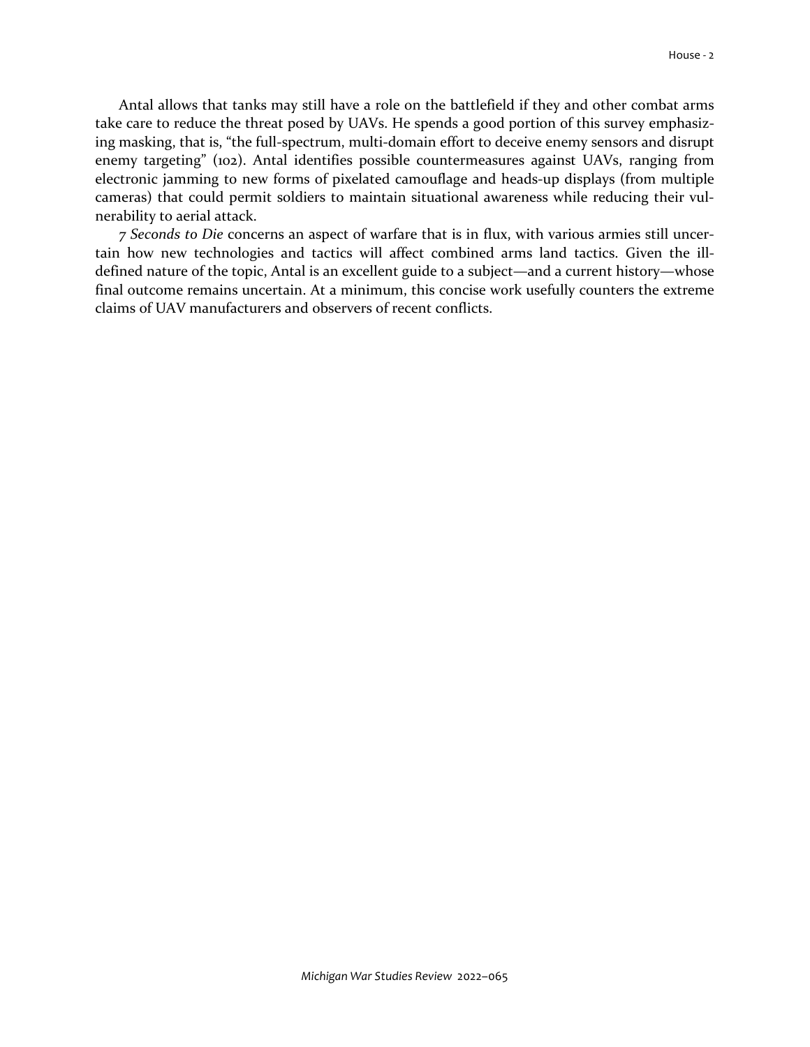Antal allows that tanks may still have a role on the battlefield if they and other combat arms take care to reduce the threat posed by UAVs. He spends a good portion of this survey emphasizing masking, that is, "the full-spectrum, multi-domain effort to deceive enemy sensors and disrupt enemy targeting" (102). Antal identifies possible countermeasures against UAVs, ranging from electronic jamming to new forms of pixelated camouflage and heads-up displays (from multiple cameras) that could permit soldiers to maintain situational awareness while reducing their vulnerability to aerial attack.

*7 Seconds to Die* concerns an aspect of warfare that is in flux, with various armies still uncertain how new technologies and tactics will affect combined arms land tactics. Given the ill-defined nature of the topic, Antal is an excellent guide to a subject—and a current history—whose final outcome remains uncertain. At a minimum, this concise work usefully counters the extreme claims of UAV manufacturers and observers of recent conflicts.